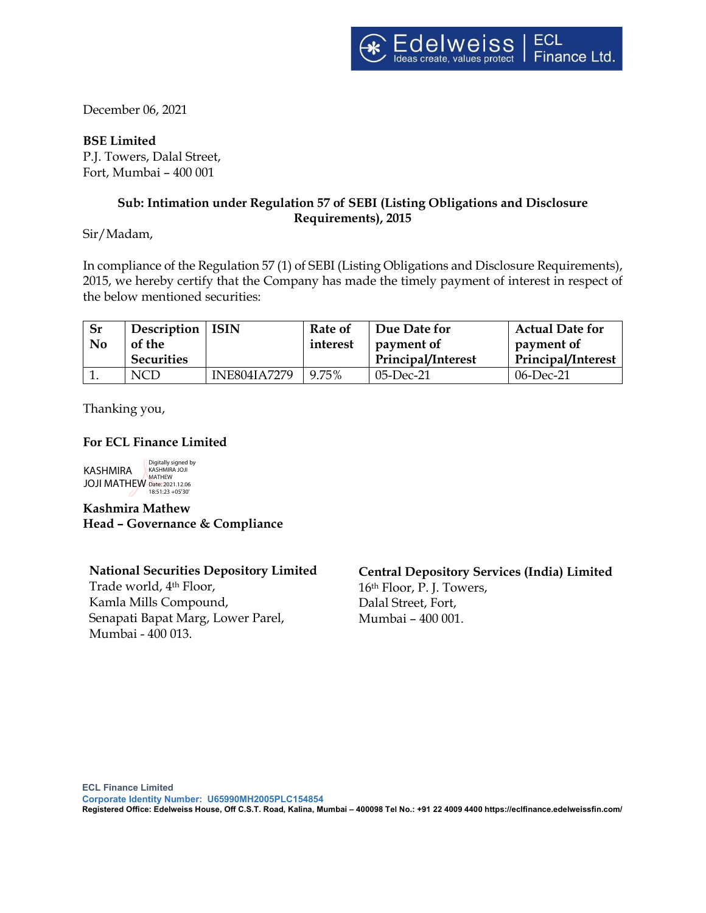December 06, 2021

**BSE Limited**
P.J. Towers, Dalal Street,
Fort, Mumbai – 400 001

**Sub: Intimation under Regulation 57 of SEBI (Listing Obligations and Disclosure Requirements), 2015**

Sir/Madam,

In compliance of the Regulation 57 (1) of SEBI (Listing Obligations and Disclosure Requirements), 2015, we hereby certify that the Company has made the timely payment of interest in respect of the below mentioned securities:

| Sr No | Description of the Securities | ISIN | Rate of interest | Due Date for payment of Principal/Interest | Actual Date for payment of Principal/Interest |
|---|---|---|---|---|---|
| 1. | NCD | INE804IA7279 | 9.75% | 05-Dec-21 | 06-Dec-21 |

Thanking you,

**For ECL Finance Limited**

KASHMIRA JOJI MATHEW Digitally signed by KASHMIRA JOJI MATHEW Date: 2021.12.06 18:51:23 +05'30'

**Kashmira Mathew**
**Head – Governance & Compliance**

**National Securities Depository Limited**
Trade world, 4th Floor,
Kamla Mills Compound,
Senapati Bapat Marg, Lower Parel,
Mumbai - 400 013.

**Central Depository Services (India) Limited**
16th Floor, P. J. Towers,
Dalal Street, Fort,
Mumbai – 400 001.

**ECL Finance Limited**
Corporate Identity Number: U65990MH2005PLC154854
Registered Office: Edelweiss House, Off C.S.T. Road, Kalina, Mumbai – 400098 Tel No.: +91 22 4009 4400 https://eclfinance.edelweissfin.com/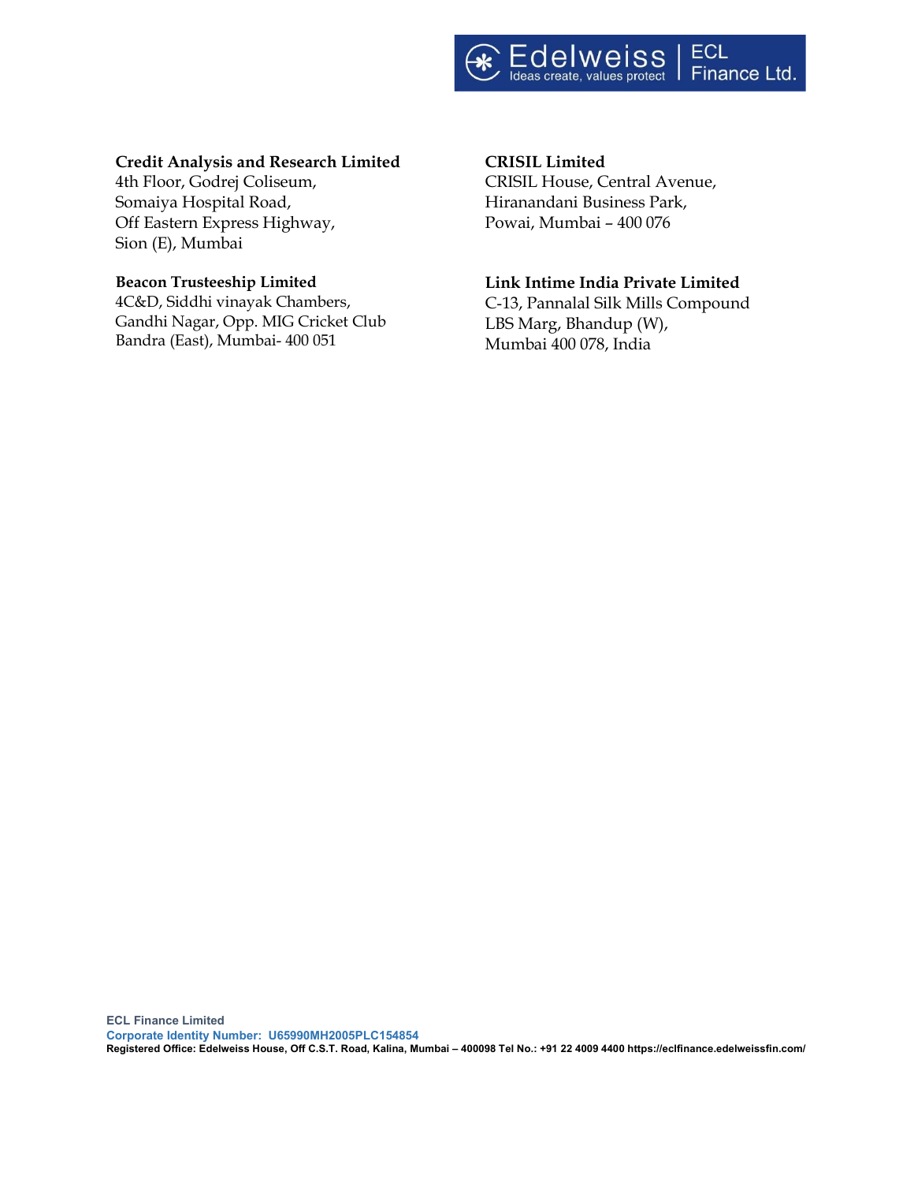**Credit Analysis and Research Limited**
4th Floor, Godrej Coliseum,
Somaiya Hospital Road,
Off Eastern Express Highway,
Sion (E), Mumbai

**CRISIL Limited**
CRISIL House, Central Avenue,
Hiranandani Business Park,
Powai, Mumbai – 400 076

**Beacon Trusteeship Limited**
4C&D, Siddhi vinayak Chambers,
Gandhi Nagar, Opp. MIG Cricket Club
Bandra (East), Mumbai- 400 051

**Link Intime India Private Limited**
C-13, Pannalal Silk Mills Compound
LBS Marg, Bhandup (W),
Mumbai 400 078, India